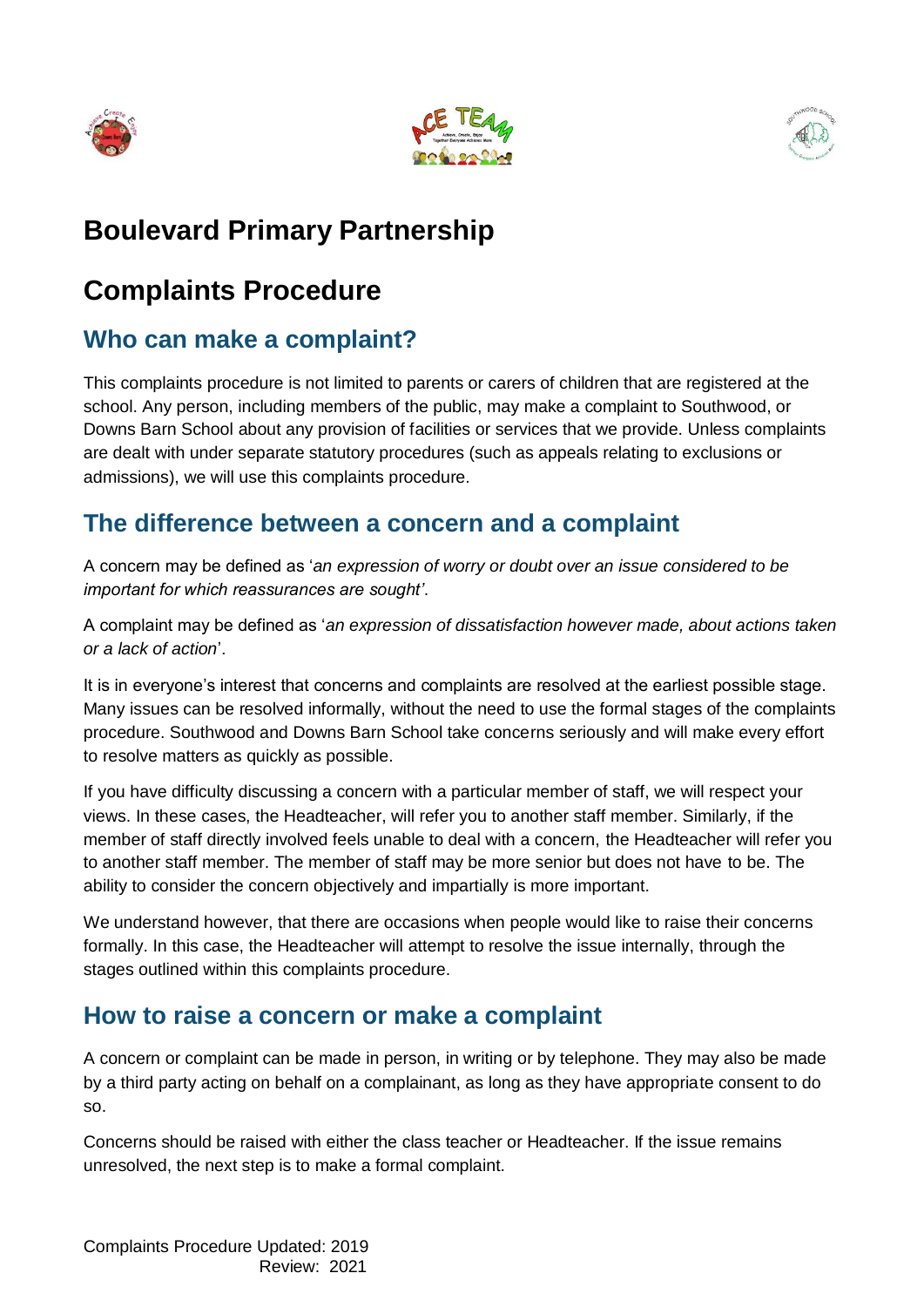# Boulevard Primary Partnership

# Complaints Procedure

## Who can make a complaint?

This complaints procedure is not limited to parents or carers of children that are registered at the school. Any person, including members of the public, may make a complaint to Southwood, or Downs Barn School about any provision of facilities or services that we provide. Unless complaints are dealt with under separate statutory procedures (such as appeals relating to exclusions or admissions), we will use this complaints procedure.

## The difference between a concern and a complaint

A concern may be defined as '*an expression of worry or doubt over an issue considered to be important for which reassurances are sought'*.

A complaint may be defined as '*an expression of dissatisfaction however made, about actions taken or a lack of action*'.

It is in everyone's interest that concerns and complaints are resolved at the earliest possible stage. Many issues can be resolved informally, without the need to use the formal stages of the complaints procedure. Southwood and Downs Barn School take concerns seriously and will make every effort to resolve matters as quickly as possible.

If you have difficulty discussing a concern with a particular member of staff, we will respect your views. In these cases, the Headteacher, will refer you to another staff member. Similarly, if the member of staff directly involved feels unable to deal with a concern, the Headteacher will refer you to another staff member. The member of staff may be more senior but does not have to be. The ability to consider the concern objectively and impartially is more important.

We understand however, that there are occasions when people would like to raise their concerns formally. In this case, the Headteacher will attempt to resolve the issue internally, through the stages outlined within this complaints procedure.

## How to raise a concern or make a complaint

A concern or complaint can be made in person, in writing or by telephone. They may also be made by a third party acting on behalf on a complainant, as long as they have appropriate consent to do so.

Concerns should be raised with either the class teacher or Headteacher. If the issue remains unresolved, the next step is to make a formal complaint.

Complaints Procedure Updated: 2019
Review: 2021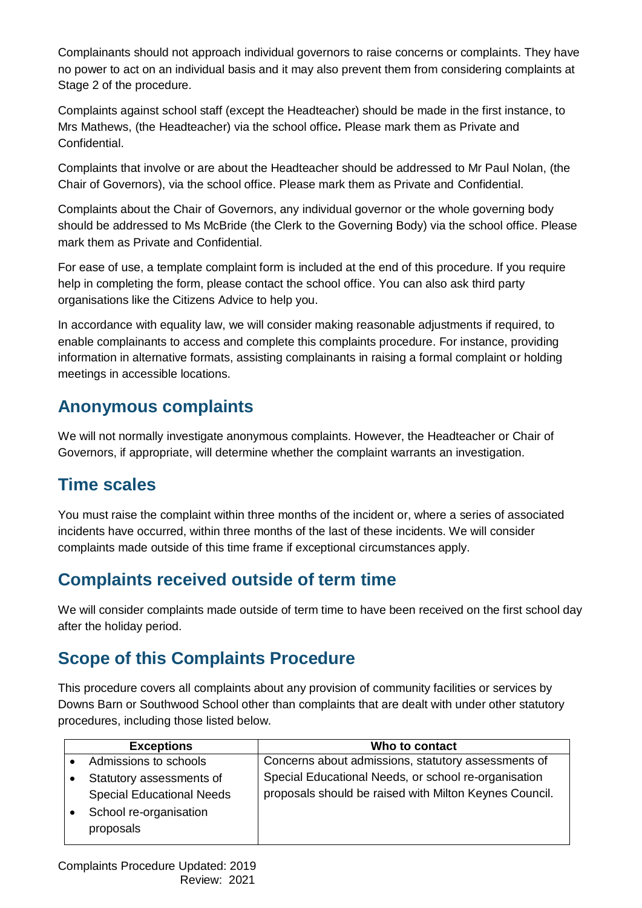Complainants should not approach individual governors to raise concerns or complaints. They have no power to act on an individual basis and it may also prevent them from considering complaints at Stage 2 of the procedure.

Complaints against school staff (except the Headteacher) should be made in the first instance, to Mrs Mathews, (the Headteacher) via the school office***.*** Please mark them as Private and Confidential.

Complaints that involve or are about the Headteacher should be addressed to Mr Paul Nolan, (the Chair of Governors), via the school office. Please mark them as Private and Confidential.

Complaints about the Chair of Governors, any individual governor or the whole governing body should be addressed to Ms McBride (the Clerk to the Governing Body) via the school office. Please mark them as Private and Confidential.

For ease of use, a template complaint form is included at the end of this procedure. If you require help in completing the form, please contact the school office. You can also ask third party organisations like the Citizens Advice to help you.

In accordance with equality law, we will consider making reasonable adjustments if required, to enable complainants to access and complete this complaints procedure. For instance, providing information in alternative formats, assisting complainants in raising a formal complaint or holding meetings in accessible locations.

## Anonymous complaints

We will not normally investigate anonymous complaints. However, the Headteacher or Chair of Governors, if appropriate, will determine whether the complaint warrants an investigation.

## Time scales

You must raise the complaint within three months of the incident or, where a series of associated incidents have occurred, within three months of the last of these incidents. We will consider complaints made outside of this time frame if exceptional circumstances apply.

## Complaints received outside of term time

We will consider complaints made outside of term time to have been received on the first school day after the holiday period.

## Scope of this Complaints Procedure

This procedure covers all complaints about any provision of community facilities or services by Downs Barn or Southwood School other than complaints that are dealt with under other statutory procedures, including those listed below.

| Exceptions | Who to contact |
| --- | --- |
| • Admissions to schools<br>• Statutory assessments of Special Educational Needs<br>• School re-organisation proposals | Concerns about admissions, statutory assessments of Special Educational Needs, or school re-organisation proposals should be raised with Milton Keynes Council. |

Complaints Procedure Updated: 2019
Review: 2021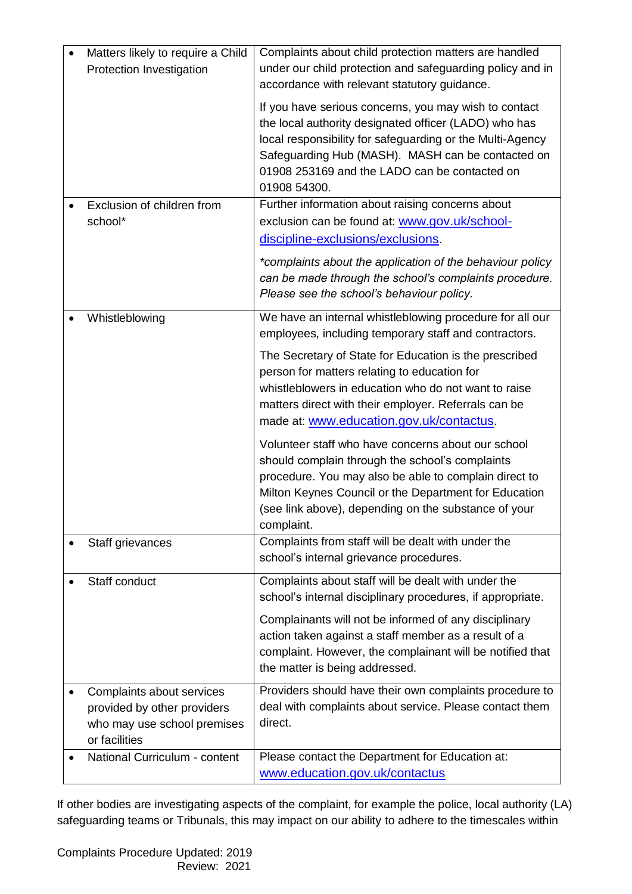| | |
|---|---|
| • Matters likely to require a Child Protection Investigation | Complaints about child protection matters are handled under our child protection and safeguarding policy and in accordance with relevant statutory guidance.<br><br>If you have serious concerns, you may wish to contact the local authority designated officer (LADO) who has local responsibility for safeguarding or the Multi-Agency Safeguarding Hub (MASH). MASH can be contacted on 01908 253169 and the LADO can be contacted on 01908 54300. |
| • Exclusion of children from school* | Further information about raising concerns about exclusion can be found at: [www.gov.uk/school-discipline-exclusions/exclusions](http://www.gov.uk/school-discipline-exclusions/exclusions).<br><br>*\*complaints about the application of the behaviour policy can be made through the school's complaints procedure. Please see the school's behaviour policy.* |
| • Whistleblowing | We have an internal whistleblowing procedure for all our employees, including temporary staff and contractors.<br><br>The Secretary of State for Education is the prescribed person for matters relating to education for whistleblowers in education who do not want to raise matters direct with their employer. Referrals can be made at: [www.education.gov.uk/contactus](http://www.education.gov.uk/contactus).<br><br>Volunteer staff who have concerns about our school should complain through the school's complaints procedure. You may also be able to complain direct to Milton Keynes Council or the Department for Education (see link above), depending on the substance of your complaint. |
| • Staff grievances | Complaints from staff will be dealt with under the school's internal grievance procedures. |
| • Staff conduct | Complaints about staff will be dealt with under the school's internal disciplinary procedures, if appropriate.<br><br>Complainants will not be informed of any disciplinary action taken against a staff member as a result of a complaint. However, the complainant will be notified that the matter is being addressed. |
| • Complaints about services provided by other providers who may use school premises or facilities | Providers should have their own complaints procedure to deal with complaints about service. Please contact them direct. |
| • National Curriculum - content | Please contact the Department for Education at: [www.education.gov.uk/contactus](http://www.education.gov.uk/contactus) |

If other bodies are investigating aspects of the complaint, for example the police, local authority (LA) safeguarding teams or Tribunals, this may impact on our ability to adhere to the timescales within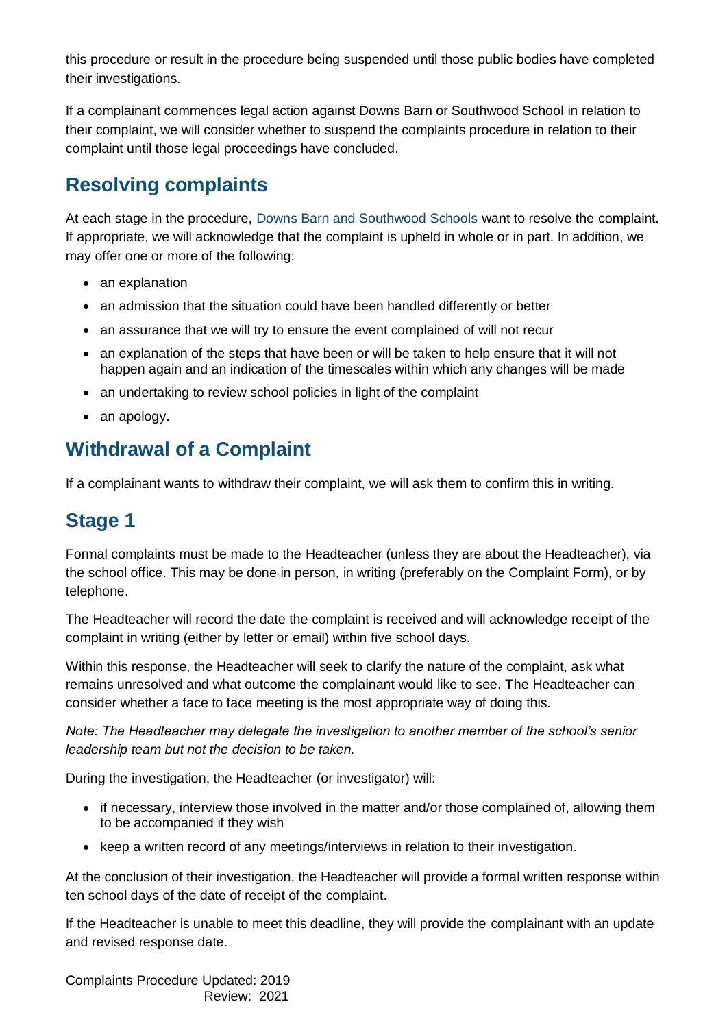this procedure or result in the procedure being suspended until those public bodies have completed their investigations.

If a complainant commences legal action against Downs Barn or Southwood School in relation to their complaint, we will consider whether to suspend the complaints procedure in relation to their complaint until those legal proceedings have concluded.

## Resolving complaints

At each stage in the procedure, Downs Barn and Southwood Schools want to resolve the complaint. If appropriate, we will acknowledge that the complaint is upheld in whole or in part. In addition, we may offer one or more of the following:

- an explanation
- an admission that the situation could have been handled differently or better
- an assurance that we will try to ensure the event complained of will not recur
- an explanation of the steps that have been or will be taken to help ensure that it will not happen again and an indication of the timescales within which any changes will be made
- an undertaking to review school policies in light of the complaint
- an apology.

## Withdrawal of a Complaint

If a complainant wants to withdraw their complaint, we will ask them to confirm this in writing.

## Stage 1

Formal complaints must be made to the Headteacher (unless they are about the Headteacher), via the school office. This may be done in person, in writing (preferably on the Complaint Form), or by telephone.

The Headteacher will record the date the complaint is received and will acknowledge receipt of the complaint in writing (either by letter or email) within five school days.

Within this response, the Headteacher will seek to clarify the nature of the complaint, ask what remains unresolved and what outcome the complainant would like to see. The Headteacher can consider whether a face to face meeting is the most appropriate way of doing this.

*Note: The Headteacher may delegate the investigation to another member of the school's senior leadership team but not the decision to be taken.*

During the investigation, the Headteacher (or investigator) will:

- if necessary, interview those involved in the matter and/or those complained of, allowing them to be accompanied if they wish
- keep a written record of any meetings/interviews in relation to their investigation.

At the conclusion of their investigation, the Headteacher will provide a formal written response within ten school days of the date of receipt of the complaint.

If the Headteacher is unable to meet this deadline, they will provide the complainant with an update and revised response date.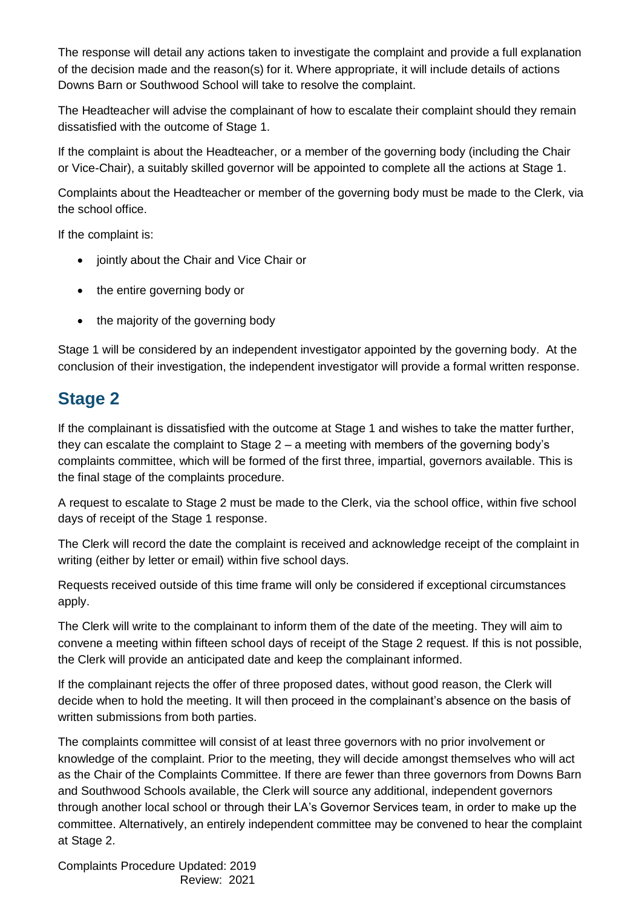The response will detail any actions taken to investigate the complaint and provide a full explanation of the decision made and the reason(s) for it. Where appropriate, it will include details of actions Downs Barn or Southwood School will take to resolve the complaint.

The Headteacher will advise the complainant of how to escalate their complaint should they remain dissatisfied with the outcome of Stage 1.

If the complaint is about the Headteacher, or a member of the governing body (including the Chair or Vice-Chair), a suitably skilled governor will be appointed to complete all the actions at Stage 1.

Complaints about the Headteacher or member of the governing body must be made to the Clerk, via the school office.

If the complaint is:

- jointly about the Chair and Vice Chair or
- the entire governing body or
- the majority of the governing body

Stage 1 will be considered by an independent investigator appointed by the governing body. At the conclusion of their investigation, the independent investigator will provide a formal written response.

## Stage 2

If the complainant is dissatisfied with the outcome at Stage 1 and wishes to take the matter further, they can escalate the complaint to Stage 2 – a meeting with members of the governing body's complaints committee, which will be formed of the first three, impartial, governors available. This is the final stage of the complaints procedure.

A request to escalate to Stage 2 must be made to the Clerk, via the school office, within five school days of receipt of the Stage 1 response.

The Clerk will record the date the complaint is received and acknowledge receipt of the complaint in writing (either by letter or email) within five school days.

Requests received outside of this time frame will only be considered if exceptional circumstances apply.

The Clerk will write to the complainant to inform them of the date of the meeting. They will aim to convene a meeting within fifteen school days of receipt of the Stage 2 request. If this is not possible, the Clerk will provide an anticipated date and keep the complainant informed.

If the complainant rejects the offer of three proposed dates, without good reason, the Clerk will decide when to hold the meeting. It will then proceed in the complainant's absence on the basis of written submissions from both parties.

The complaints committee will consist of at least three governors with no prior involvement or knowledge of the complaint. Prior to the meeting, they will decide amongst themselves who will act as the Chair of the Complaints Committee. If there are fewer than three governors from Downs Barn and Southwood Schools available, the Clerk will source any additional, independent governors through another local school or through their LA's Governor Services team, in order to make up the committee. Alternatively, an entirely independent committee may be convened to hear the complaint at Stage 2.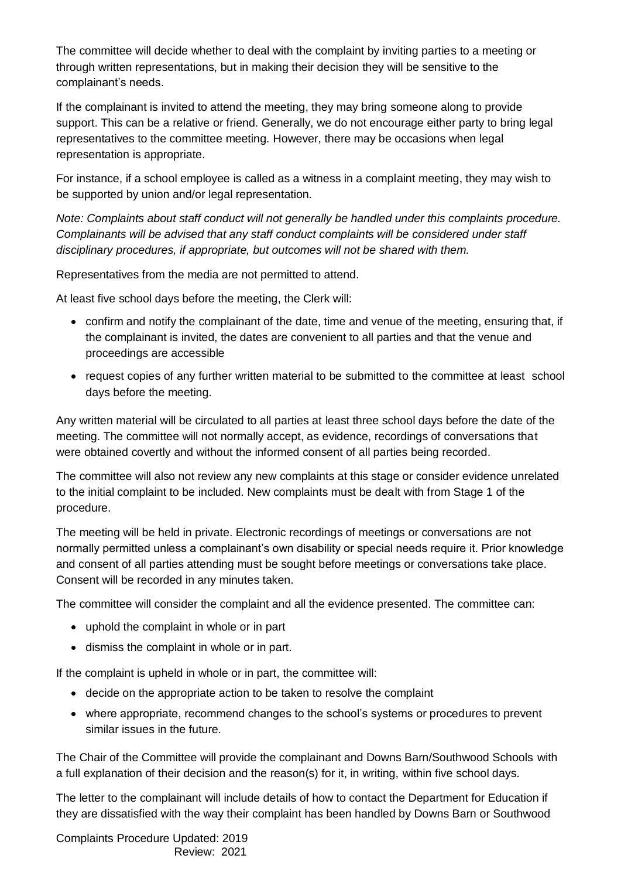The committee will decide whether to deal with the complaint by inviting parties to a meeting or through written representations, but in making their decision they will be sensitive to the complainant's needs.

If the complainant is invited to attend the meeting, they may bring someone along to provide support. This can be a relative or friend. Generally, we do not encourage either party to bring legal representatives to the committee meeting. However, there may be occasions when legal representation is appropriate.

For instance, if a school employee is called as a witness in a complaint meeting, they may wish to be supported by union and/or legal representation.

*Note: Complaints about staff conduct will not generally be handled under this complaints procedure. Complainants will be advised that any staff conduct complaints will be considered under staff disciplinary procedures, if appropriate, but outcomes will not be shared with them.*

Representatives from the media are not permitted to attend.

At least five school days before the meeting, the Clerk will:

- confirm and notify the complainant of the date, time and venue of the meeting, ensuring that, if the complainant is invited, the dates are convenient to all parties and that the venue and proceedings are accessible
- request copies of any further written material to be submitted to the committee at least  school days before the meeting.

Any written material will be circulated to all parties at least three school days before the date of the meeting. The committee will not normally accept, as evidence, recordings of conversations that were obtained covertly and without the informed consent of all parties being recorded.

The committee will also not review any new complaints at this stage or consider evidence unrelated to the initial complaint to be included. New complaints must be dealt with from Stage 1 of the procedure.

The meeting will be held in private. Electronic recordings of meetings or conversations are not normally permitted unless a complainant's own disability or special needs require it. Prior knowledge and consent of all parties attending must be sought before meetings or conversations take place. Consent will be recorded in any minutes taken.

The committee will consider the complaint and all the evidence presented. The committee can:

- uphold the complaint in whole or in part
- dismiss the complaint in whole or in part.

If the complaint is upheld in whole or in part, the committee will:

- decide on the appropriate action to be taken to resolve the complaint
- where appropriate, recommend changes to the school's systems or procedures to prevent similar issues in the future.

The Chair of the Committee will provide the complainant and Downs Barn/Southwood Schools with a full explanation of their decision and the reason(s) for it, in writing, within five school days.

The letter to the complainant will include details of how to contact the Department for Education if they are dissatisfied with the way their complaint has been handled by Downs Barn or Southwood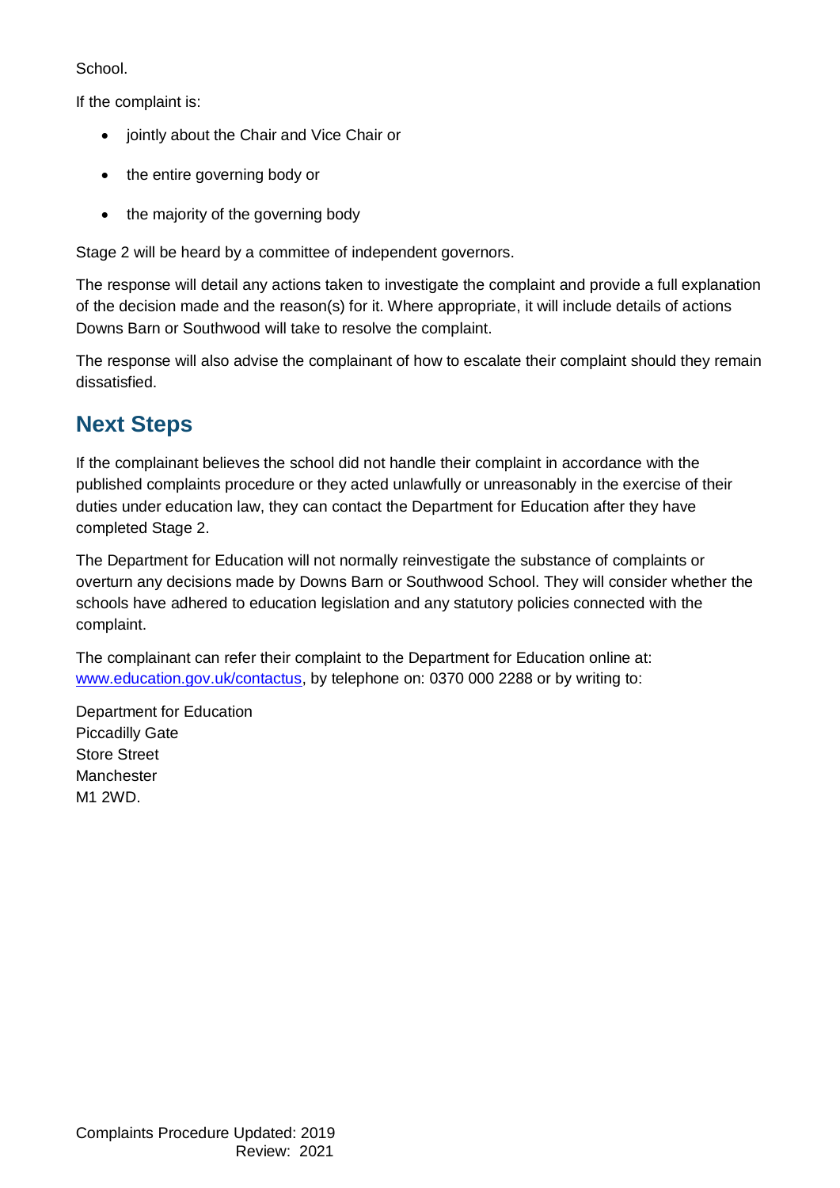School.

If the complaint is:

- jointly about the Chair and Vice Chair or
- the entire governing body or
- the majority of the governing body

Stage 2 will be heard by a committee of independent governors.

The response will detail any actions taken to investigate the complaint and provide a full explanation of the decision made and the reason(s) for it. Where appropriate, it will include details of actions Downs Barn or Southwood will take to resolve the complaint.

The response will also advise the complainant of how to escalate their complaint should they remain dissatisfied.

## Next Steps

If the complainant believes the school did not handle their complaint in accordance with the published complaints procedure or they acted unlawfully or unreasonably in the exercise of their duties under education law, they can contact the Department for Education after they have completed Stage 2.

The Department for Education will not normally reinvestigate the substance of complaints or overturn any decisions made by Downs Barn or Southwood School. They will consider whether the schools have adhered to education legislation and any statutory policies connected with the complaint.

The complainant can refer their complaint to the Department for Education online at: [www.education.gov.uk/contactus](http://www.education.gov.uk/contactus), by telephone on: 0370 000 2288 or by writing to:

Department for Education
Piccadilly Gate
Store Street
Manchester
M1 2WD.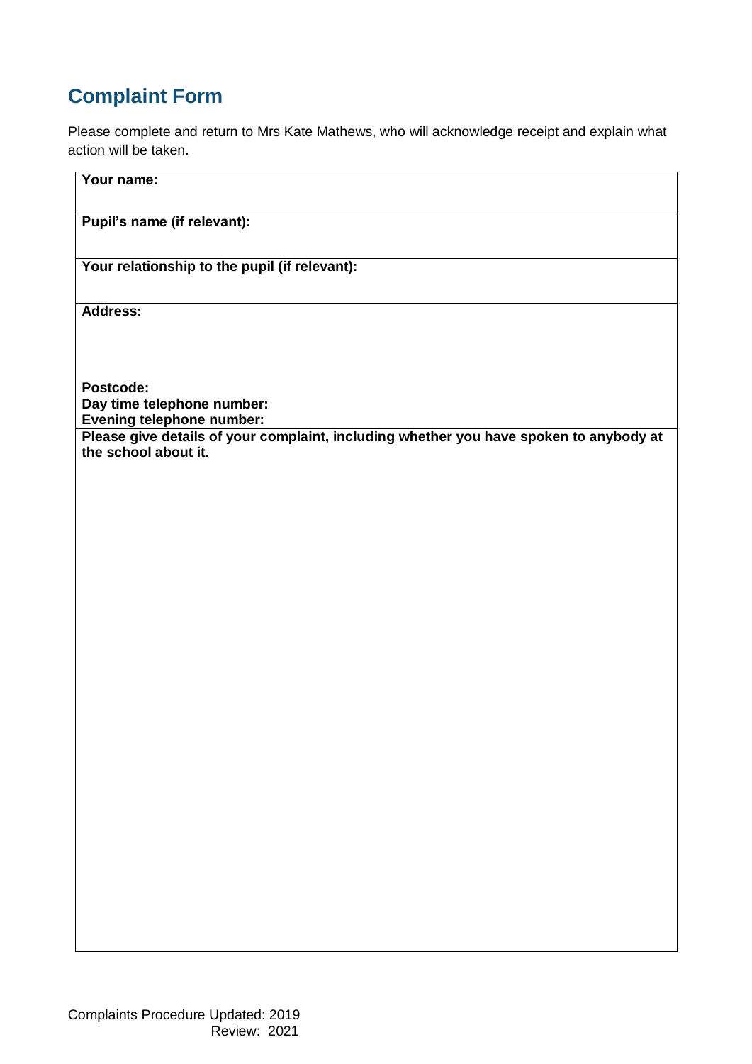## Complaint Form

Please complete and return to Mrs Kate Mathews, who will acknowledge receipt and explain what action will be taken.

| **Your name:** |
|---|
| **Pupil's name (if relevant):** |
| **Your relationship to the pupil (if relevant):** |
| **Address:**<br><br><br><br>**Postcode:**<br>**Day time telephone number:**<br>**Evening telephone number:** |
| **Please give details of your complaint, including whether you have spoken to anybody at the school about it.** |

Complaints Procedure Updated: 2019
Review: 2021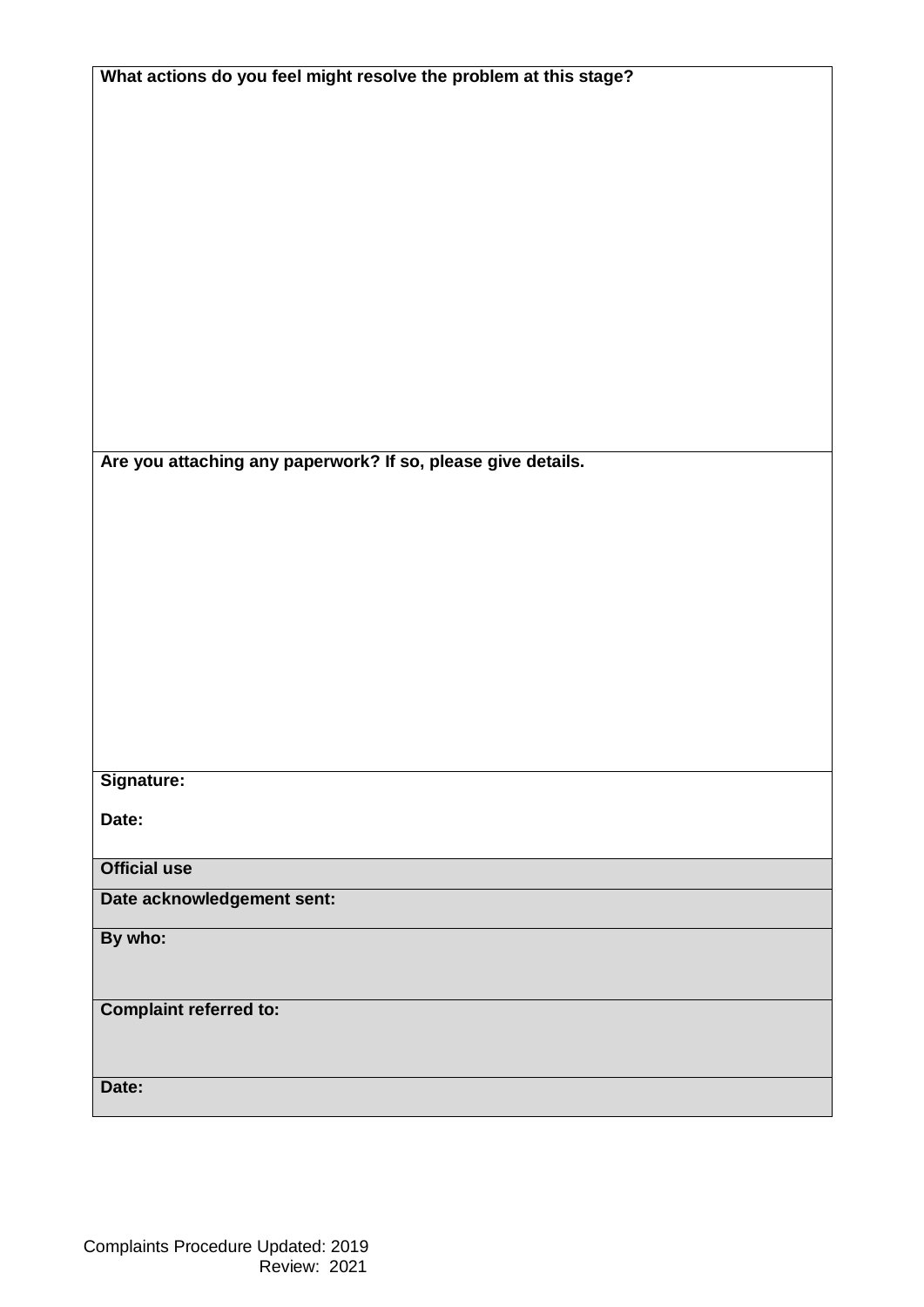| **What actions do you feel might resolve the problem at this stage?** |
|---|
| **Are you attaching any paperwork? If so, please give details.** |
| **Signature:**<br><br>**Date:** |
| **Official use** |
| **Date acknowledgement sent:** |
| **By who:** |
| **Complaint referred to:** |
| **Date:** |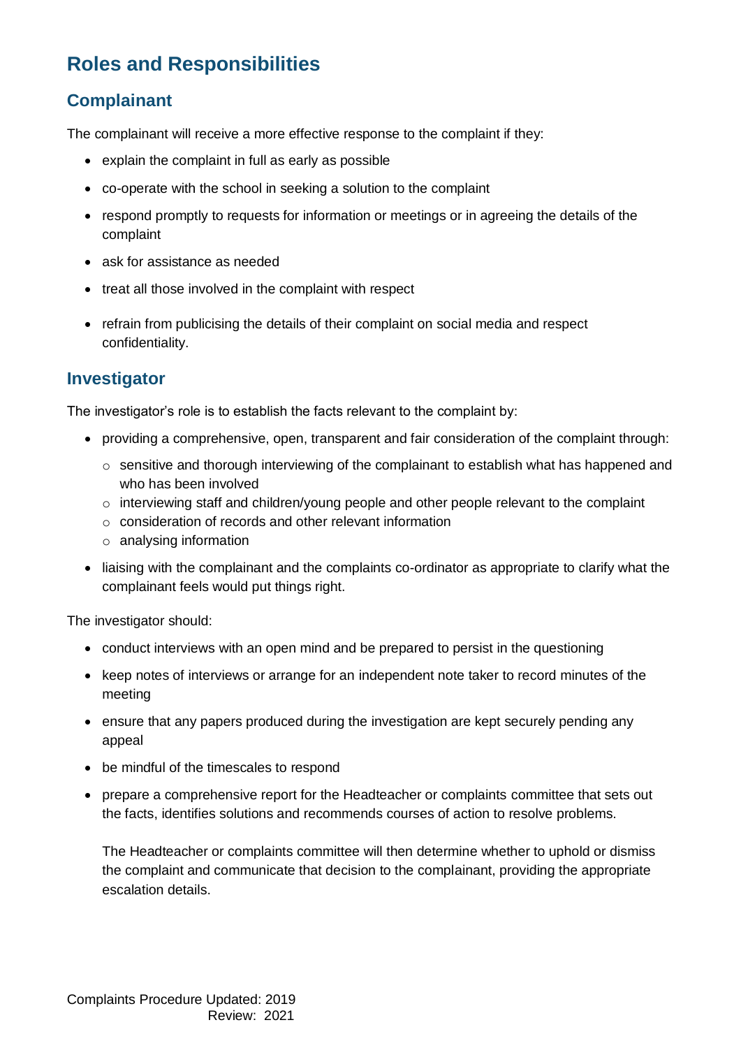# Roles and Responsibilities

## Complainant

The complainant will receive a more effective response to the complaint if they:

- explain the complaint in full as early as possible
- co-operate with the school in seeking a solution to the complaint
- respond promptly to requests for information or meetings or in agreeing the details of the complaint
- ask for assistance as needed
- treat all those involved in the complaint with respect
- refrain from publicising the details of their complaint on social media and respect confidentiality.

## Investigator

The investigator's role is to establish the facts relevant to the complaint by:

- providing a comprehensive, open, transparent and fair consideration of the complaint through:
  - sensitive and thorough interviewing of the complainant to establish what has happened and who has been involved
  - interviewing staff and children/young people and other people relevant to the complaint
  - consideration of records and other relevant information
  - analysing information
- liaising with the complainant and the complaints co-ordinator as appropriate to clarify what the complainant feels would put things right.

The investigator should:

- conduct interviews with an open mind and be prepared to persist in the questioning
- keep notes of interviews or arrange for an independent note taker to record minutes of the meeting
- ensure that any papers produced during the investigation are kept securely pending any appeal
- be mindful of the timescales to respond
- prepare a comprehensive report for the Headteacher or complaints committee that sets out the facts, identifies solutions and recommends courses of action to resolve problems.

  The Headteacher or complaints committee will then determine whether to uphold or dismiss the complaint and communicate that decision to the complainant, providing the appropriate escalation details.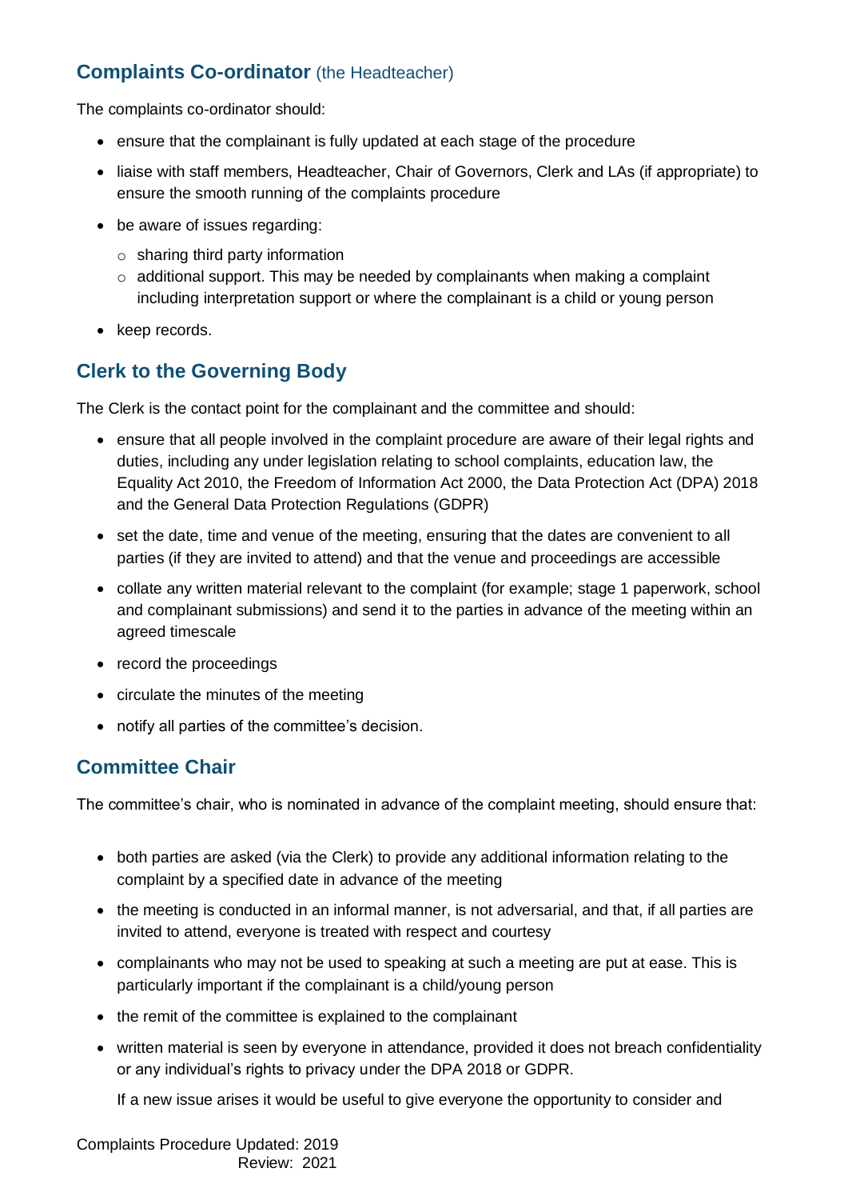## Complaints Co-ordinator (the Headteacher)

The complaints co-ordinator should:

- ensure that the complainant is fully updated at each stage of the procedure
- liaise with staff members, Headteacher, Chair of Governors, Clerk and LAs (if appropriate) to ensure the smooth running of the complaints procedure
- be aware of issues regarding:
  - sharing third party information
  - additional support. This may be needed by complainants when making a complaint including interpretation support or where the complainant is a child or young person
- keep records.

## Clerk to the Governing Body

The Clerk is the contact point for the complainant and the committee and should:

- ensure that all people involved in the complaint procedure are aware of their legal rights and duties, including any under legislation relating to school complaints, education law, the Equality Act 2010, the Freedom of Information Act 2000, the Data Protection Act (DPA) 2018 and the General Data Protection Regulations (GDPR)
- set the date, time and venue of the meeting, ensuring that the dates are convenient to all parties (if they are invited to attend) and that the venue and proceedings are accessible
- collate any written material relevant to the complaint (for example; stage 1 paperwork, school and complainant submissions) and send it to the parties in advance of the meeting within an agreed timescale
- record the proceedings
- circulate the minutes of the meeting
- notify all parties of the committee's decision.

## Committee Chair

The committee's chair, who is nominated in advance of the complaint meeting, should ensure that:

- both parties are asked (via the Clerk) to provide any additional information relating to the complaint by a specified date in advance of the meeting
- the meeting is conducted in an informal manner, is not adversarial, and that, if all parties are invited to attend, everyone is treated with respect and courtesy
- complainants who may not be used to speaking at such a meeting are put at ease. This is particularly important if the complainant is a child/young person
- the remit of the committee is explained to the complainant
- written material is seen by everyone in attendance, provided it does not breach confidentiality or any individual's rights to privacy under the DPA 2018 or GDPR.

  If a new issue arises it would be useful to give everyone the opportunity to consider and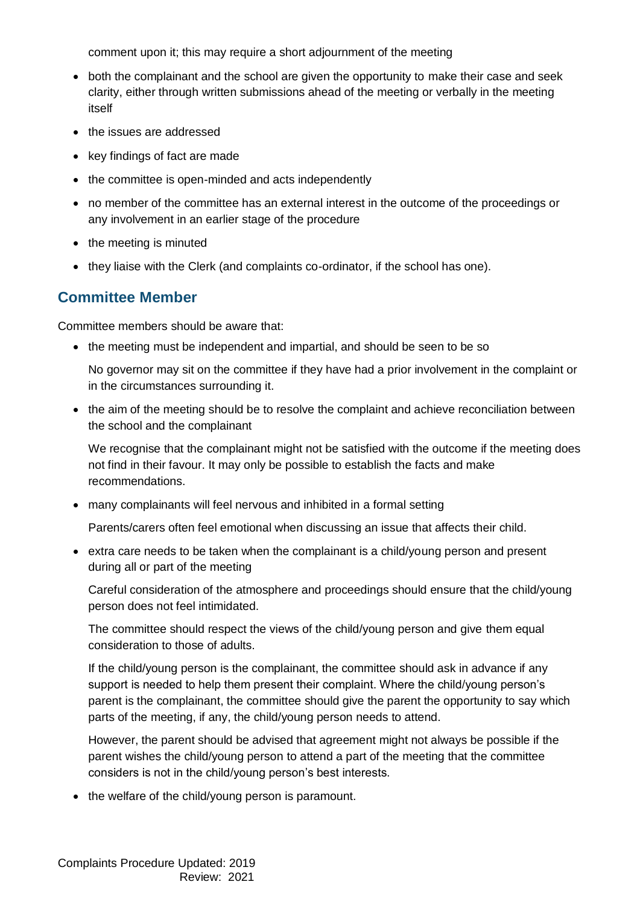comment upon it; this may require a short adjournment of the meeting

- both the complainant and the school are given the opportunity to make their case and seek clarity, either through written submissions ahead of the meeting or verbally in the meeting itself
- the issues are addressed
- key findings of fact are made
- the committee is open-minded and acts independently
- no member of the committee has an external interest in the outcome of the proceedings or any involvement in an earlier stage of the procedure
- the meeting is minuted
- they liaise with the Clerk (and complaints co-ordinator, if the school has one).

## Committee Member

Committee members should be aware that:

- the meeting must be independent and impartial, and should be seen to be so

  No governor may sit on the committee if they have had a prior involvement in the complaint or in the circumstances surrounding it.

- the aim of the meeting should be to resolve the complaint and achieve reconciliation between the school and the complainant

  We recognise that the complainant might not be satisfied with the outcome if the meeting does not find in their favour. It may only be possible to establish the facts and make recommendations.

- many complainants will feel nervous and inhibited in a formal setting

  Parents/carers often feel emotional when discussing an issue that affects their child.

- extra care needs to be taken when the complainant is a child/young person and present during all or part of the meeting

  Careful consideration of the atmosphere and proceedings should ensure that the child/young person does not feel intimidated.

  The committee should respect the views of the child/young person and give them equal consideration to those of adults.

  If the child/young person is the complainant, the committee should ask in advance if any support is needed to help them present their complaint. Where the child/young person's parent is the complainant, the committee should give the parent the opportunity to say which parts of the meeting, if any, the child/young person needs to attend.

  However, the parent should be advised that agreement might not always be possible if the parent wishes the child/young person to attend a part of the meeting that the committee considers is not in the child/young person's best interests.

- the welfare of the child/young person is paramount.